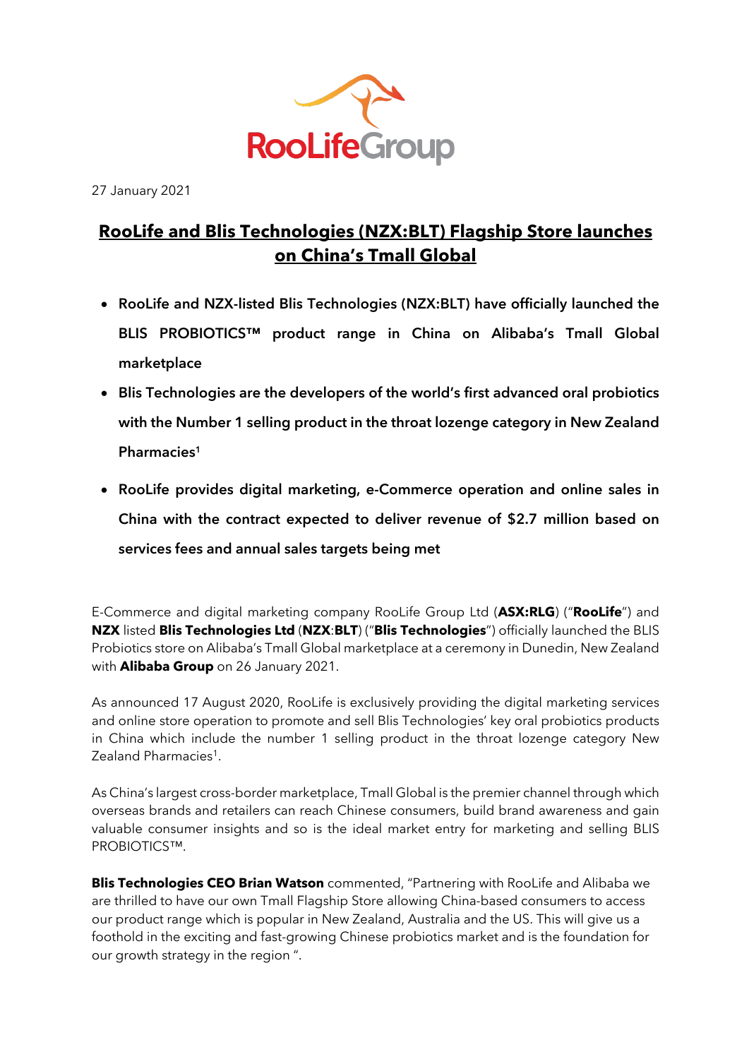27 January 2021

# RooLife and Blis Technologies (NZX:BLT) Flagship Store launches on China's Tmall Global

- **RooLife and NZX-listed Blis Technologies (NZX:BLT) have officially launched the BLIS PROBIOTICS™ product range in China on Alibaba's Tmall Global marketplace**
- **Blis Technologies are the developers of the world's first advanced oral probiotics with the Number 1 selling product in the throat lozenge category in New Zealand Pharmacies[1]**
- **RooLife provides digital marketing, e-Commerce operation and online sales in China with the contract expected to deliver revenue of $2.7 million based on services fees and annual sales targets being met**

E-Commerce and digital marketing company RooLife Group Ltd (**ASX:RLG**) ("**RooLife**") and **NZX** listed **Blis Technologies Ltd** (**NZX**:**BLT**) ("**Blis Technologies**") officially launched the BLIS Probiotics store on Alibaba's Tmall Global marketplace at a ceremony in Dunedin, New Zealand with **Alibaba Group** on 26 January 2021.

As announced 17 August 2020, RooLife is exclusively providing the digital marketing services and online store operation to promote and sell Blis Technologies' key oral probiotics products in China which include the number 1 selling product in the throat lozenge category New Zealand Pharmacies[1].

As China's largest cross-border marketplace, Tmall Global is the premier channel through which overseas brands and retailers can reach Chinese consumers, build brand awareness and gain valuable consumer insights and so is the ideal market entry for marketing and selling BLIS PROBIOTICS™.

**Blis Technologies CEO Brian Watson** commented, "Partnering with RooLife and Alibaba we are thrilled to have our own Tmall Flagship Store allowing China-based consumers to access our product range which is popular in New Zealand, Australia and the US. This will give us a foothold in the exciting and fast-growing Chinese probiotics market and is the foundation for our growth strategy in the region ".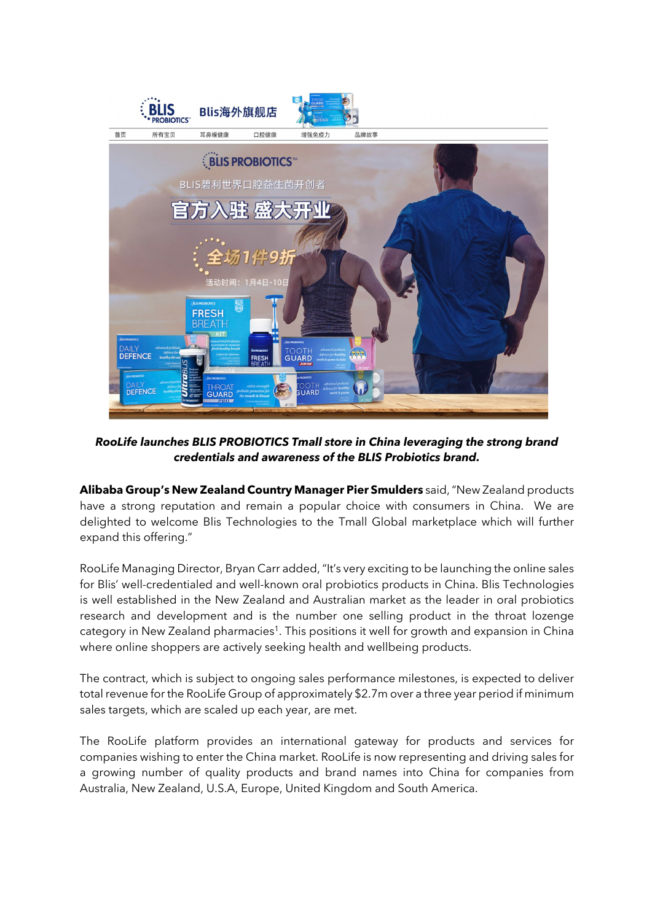***RooLife launches BLIS PROBIOTICS Tmall store in China leveraging the strong brand credentials and awareness of the BLIS Probiotics brand.***

**Alibaba Group's New Zealand Country Manager Pier Smulders** said, "New Zealand products have a strong reputation and remain a popular choice with consumers in China. We are delighted to welcome Blis Technologies to the Tmall Global marketplace which will further expand this offering."

RooLife Managing Director, Bryan Carr added, "It's very exciting to be launching the online sales for Blis' well-credentialed and well-known oral probiotics products in China. Blis Technologies is well established in the New Zealand and Australian market as the leader in oral probiotics research and development and is the number one selling product in the throat lozenge category in New Zealand pharmacies[1]. This positions it well for growth and expansion in China where online shoppers are actively seeking health and wellbeing products.

The contract, which is subject to ongoing sales performance milestones, is expected to deliver total revenue for the RooLife Group of approximately $2.7m over a three year period if minimum sales targets, which are scaled up each year, are met.

The RooLife platform provides an international gateway for products and services for companies wishing to enter the China market. RooLife is now representing and driving sales for a growing number of quality products and brand names into China for companies from Australia, New Zealand, U.S.A, Europe, United Kingdom and South America.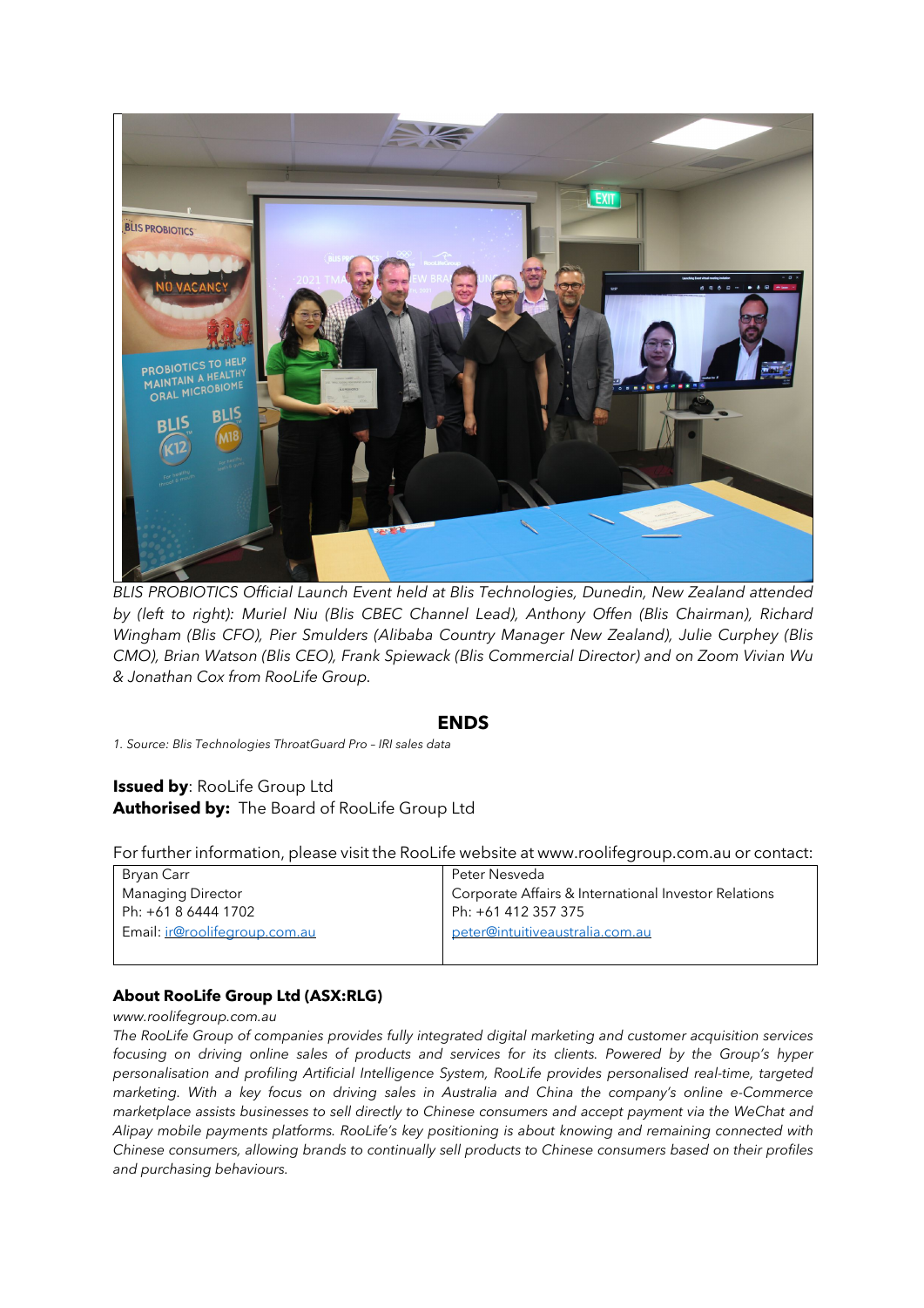*BLIS PROBIOTICS Official Launch Event held at Blis Technologies, Dunedin, New Zealand attended by (left to right): Muriel Niu (Blis CBEC Channel Lead), Anthony Offen (Blis Chairman), Richard Wingham (Blis CFO), Pier Smulders (Alibaba Country Manager New Zealand), Julie Curphey (Blis CMO), Brian Watson (Blis CEO), Frank Spiewack (Blis Commercial Director) and on Zoom Vivian Wu & Jonathan Cox from RooLife Group.*

**ENDS**

*1. Source: Blis Technologies ThroatGuard Pro – IRI sales data*

**Issued by**: RooLife Group Ltd
**Authorised by:** The Board of RooLife Group Ltd

For further information, please visit the RooLife website at www.roolifegroup.com.au or contact:

| Bryan Carr | Peter Nesveda |
|---|---|
| Managing Director | Corporate Affairs & International Investor Relations |
| Ph: +61 8 6444 1702 | Ph: +61 412 357 375 |
| Email: ir@roolifegroup.com.au | peter@intuitiveaustralia.com.au |

**About RooLife Group Ltd (ASX:RLG)**

*www.roolifegroup.com.au*

*The RooLife Group of companies provides fully integrated digital marketing and customer acquisition services focusing on driving online sales of products and services for its clients. Powered by the Group's hyper personalisation and profiling Artificial Intelligence System, RooLife provides personalised real-time, targeted marketing. With a key focus on driving sales in Australia and China the company's online e-Commerce marketplace assists businesses to sell directly to Chinese consumers and accept payment via the WeChat and Alipay mobile payments platforms. RooLife's key positioning is about knowing and remaining connected with Chinese consumers, allowing brands to continually sell products to Chinese consumers based on their profiles and purchasing behaviours.*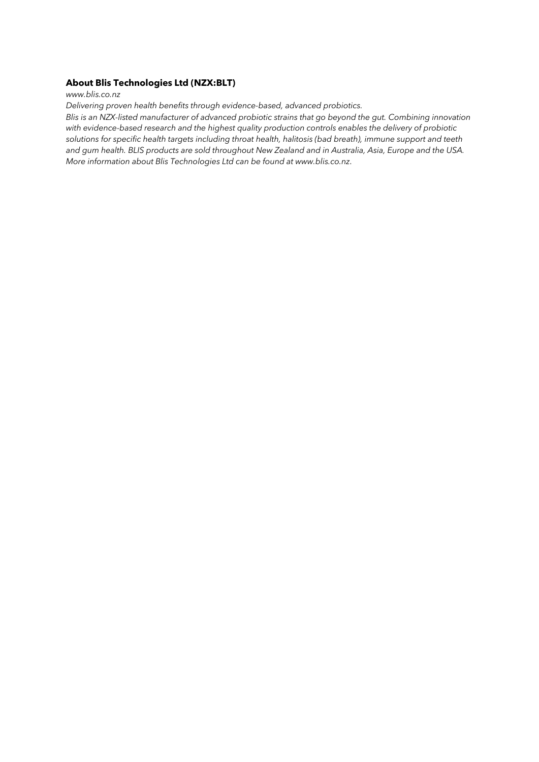**About Blis Technologies Ltd (NZX:BLT)**

*www.blis.co.nz*

*Delivering proven health benefits through evidence-based, advanced probiotics.*

*Blis is an NZX-listed manufacturer of advanced probiotic strains that go beyond the gut. Combining innovation with evidence-based research and the highest quality production controls enables the delivery of probiotic solutions for specific health targets including throat health, halitosis (bad breath), immune support and teeth and gum health. BLIS products are sold throughout New Zealand and in Australia, Asia, Europe and the USA. More information about Blis Technologies Ltd can be found at www.blis.co.nz.*